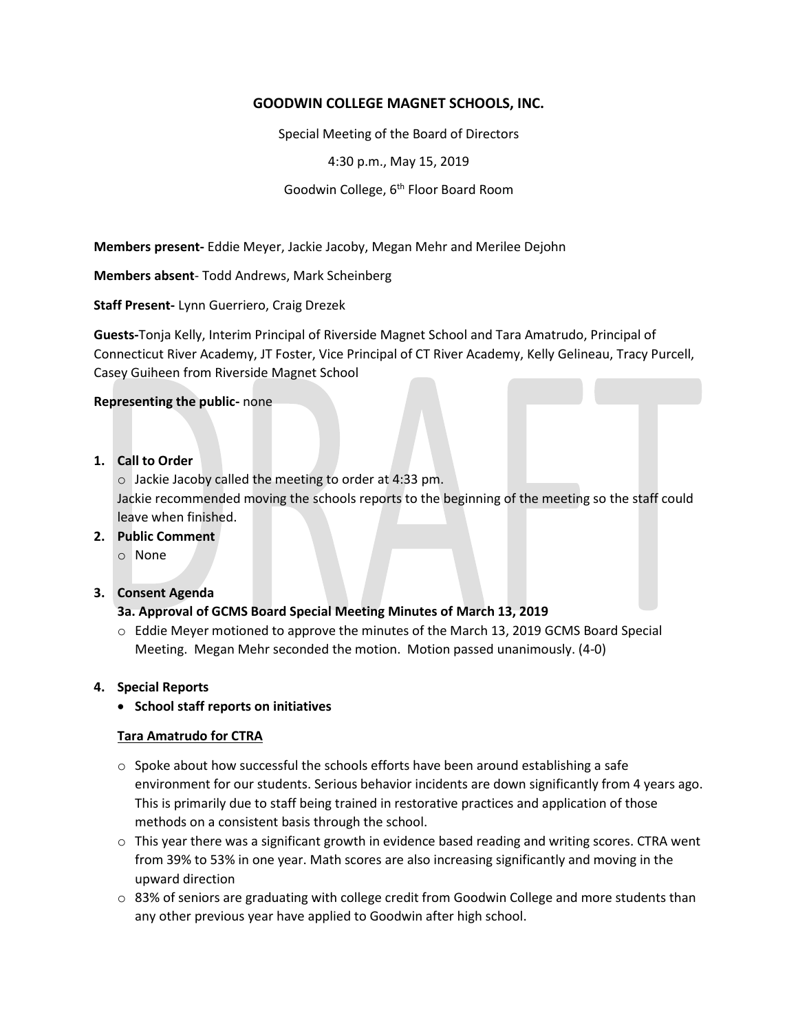# GOODWIN COLLEGE MAGNET SCHOOLS, INC.

Special Meeting of the Board of Directors

4:30 p.m., May 15, 2019

Goodwin College, 6th Floor Board Room

**Members present-** Eddie Meyer, Jackie Jacoby, Megan Mehr and Merilee Dejohn

**Members absent**- Todd Andrews, Mark Scheinberg

**Staff Present-** Lynn Guerriero, Craig Drezek

**Guests-**Tonja Kelly, Interim Principal of Riverside Magnet School and Tara Amatrudo, Principal of Connecticut River Academy, JT Foster, Vice Principal of CT River Academy, Kelly Gelineau, Tracy Purcell, Casey Guiheen from Riverside Magnet School

**Representing the public-** none

1. **Call to Order**
   - Jackie Jacoby called the meeting to order at 4:33 pm.

   Jackie recommended moving the schools reports to the beginning of the meeting so the staff could leave when finished.
2. **Public Comment**
   - None
3. **Consent Agenda**

   **3a. Approval of GCMS Board Special Meeting Minutes of March 13, 2019**
   - Eddie Meyer motioned to approve the minutes of the March 13, 2019 GCMS Board Special Meeting. Megan Mehr seconded the motion. Motion passed unanimously. (4-0)
4. **Special Reports**
   - **School staff reports on initiatives**

   **Tara Amatrudo for CTRA**

   - Spoke about how successful the schools efforts have been around establishing a safe environment for our students. Serious behavior incidents are down significantly from 4 years ago. This is primarily due to staff being trained in restorative practices and application of those methods on a consistent basis through the school.
   - This year there was a significant growth in evidence based reading and writing scores. CTRA went from 39% to 53% in one year. Math scores are also increasing significantly and moving in the upward direction
   - 83% of seniors are graduating with college credit from Goodwin College and more students than any other previous year have applied to Goodwin after high school.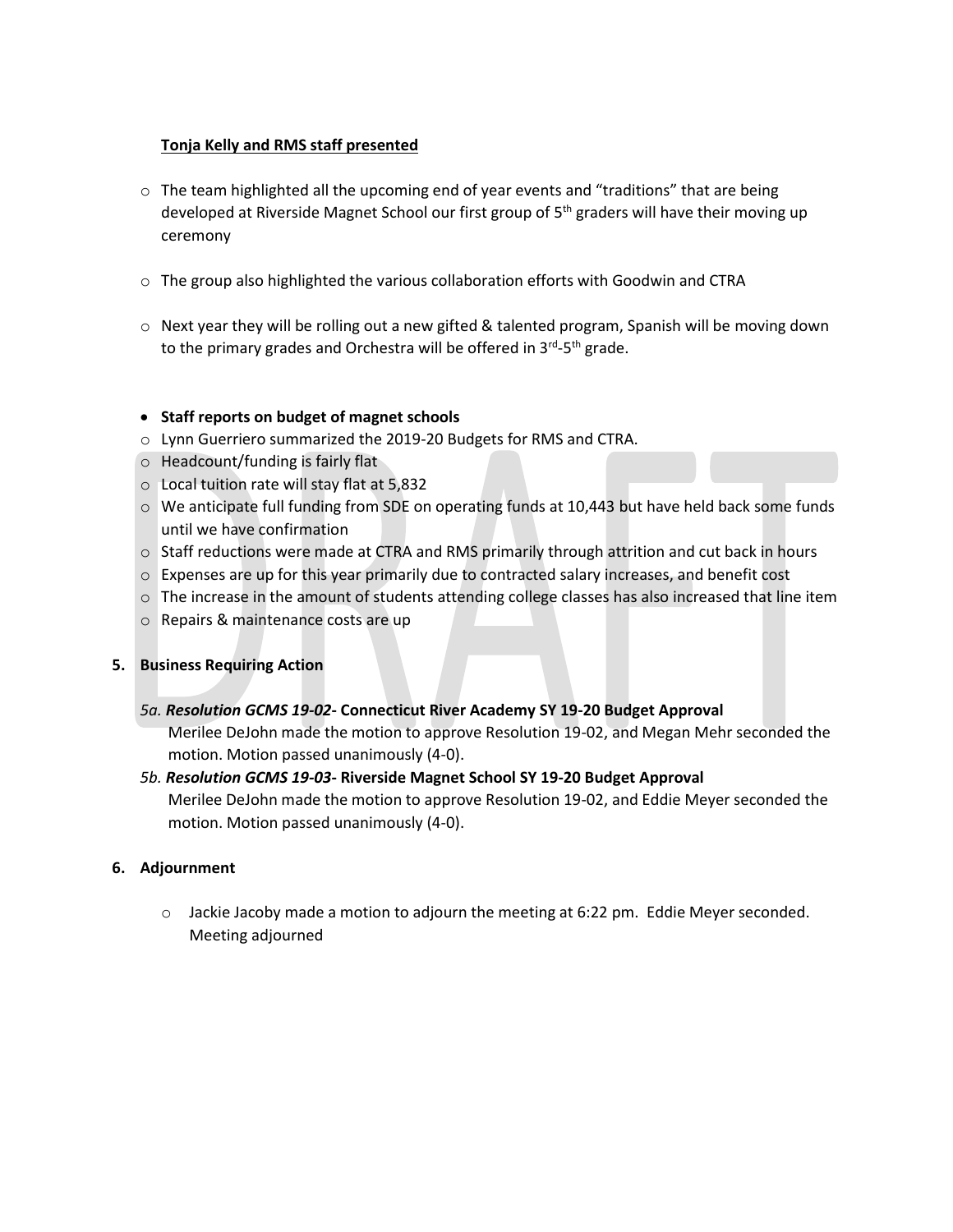**Tonja Kelly and RMS staff presented**

- The team highlighted all the upcoming end of year events and "traditions" that are being developed at Riverside Magnet School our first group of 5th graders will have their moving up ceremony

- The group also highlighted the various collaboration efforts with Goodwin and CTRA

- Next year they will be rolling out a new gifted & talented program, Spanish will be moving down to the primary grades and Orchestra will be offered in 3rd-5th grade.

- **Staff reports on budget of magnet schools**
  - Lynn Guerriero summarized the 2019-20 Budgets for RMS and CTRA.
  - Headcount/funding is fairly flat
  - Local tuition rate will stay flat at 5,832
  - We anticipate full funding from SDE on operating funds at 10,443 but have held back some funds until we have confirmation
  - Staff reductions were made at CTRA and RMS primarily through attrition and cut back in hours
  - Expenses are up for this year primarily due to contracted salary increases, and benefit cost
  - The increase in the amount of students attending college classes has also increased that line item
  - Repairs & maintenance costs are up

**5. Business Requiring Action**

*5a.* ***Resolution GCMS 19-02*****- Connecticut River Academy SY 19-20 Budget Approval**
Merilee DeJohn made the motion to approve Resolution 19-02, and Megan Mehr seconded the motion. Motion passed unanimously (4-0).

*5b.* ***Resolution GCMS 19-03*****- Riverside Magnet School SY 19-20 Budget Approval**
Merilee DeJohn made the motion to approve Resolution 19-02, and Eddie Meyer seconded the motion. Motion passed unanimously (4-0).

**6. Adjournment**

- Jackie Jacoby made a motion to adjourn the meeting at 6:22 pm. Eddie Meyer seconded. Meeting adjourned